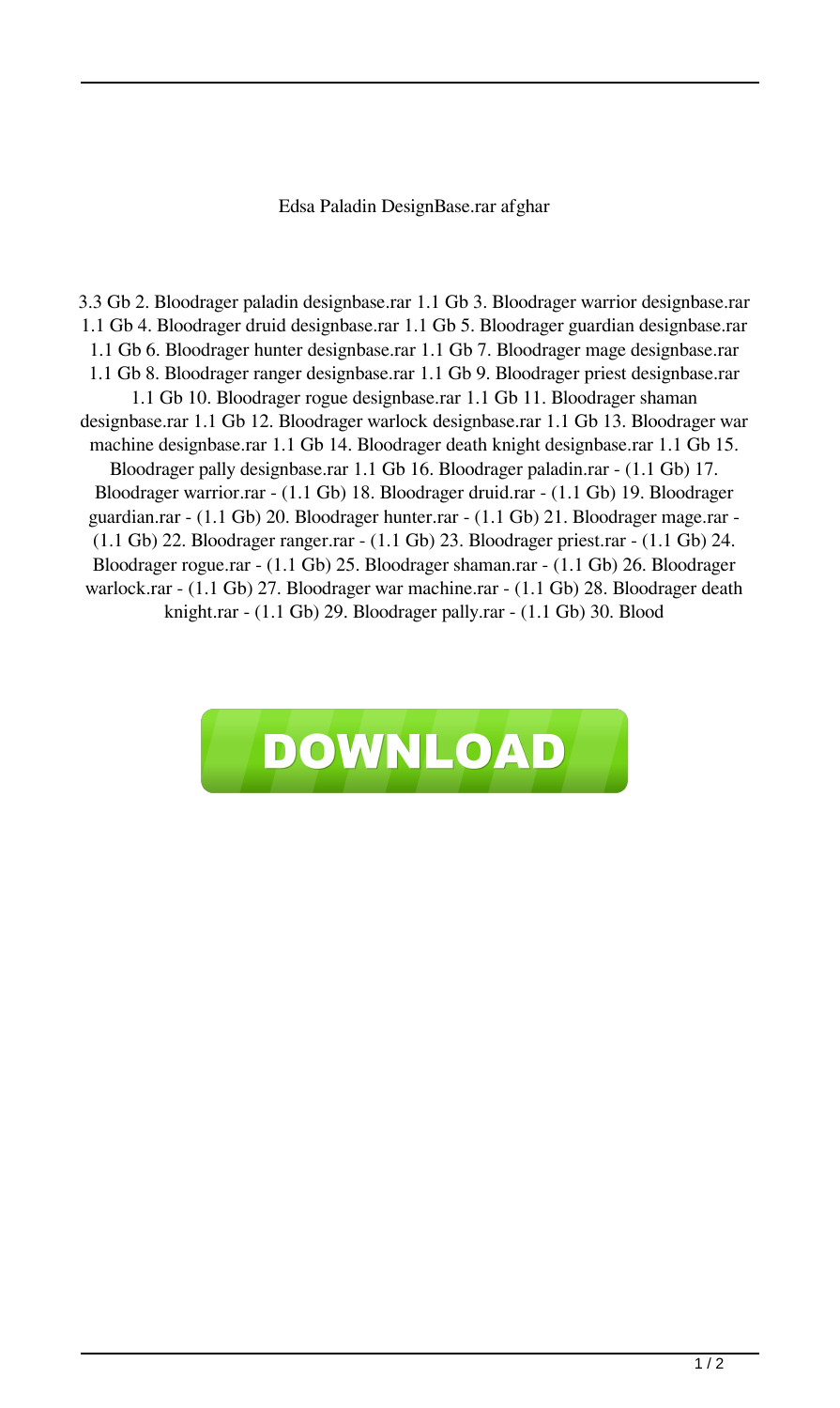Edsa Paladin DesignBase.rar afghar

3.3 Gb 2. Bloodrager paladin designbase.rar 1.1 Gb 3. Bloodrager warrior designbase.rar 1.1 Gb 4. Bloodrager druid designbase.rar 1.1 Gb 5. Bloodrager guardian designbase.rar 1.1 Gb 6. Bloodrager hunter designbase.rar 1.1 Gb 7. Bloodrager mage designbase.rar 1.1 Gb 8. Bloodrager ranger designbase.rar 1.1 Gb 9. Bloodrager priest designbase.rar 1.1 Gb 10. Bloodrager rogue designbase.rar 1.1 Gb 11. Bloodrager shaman designbase.rar 1.1 Gb 12. Bloodrager warlock designbase.rar 1.1 Gb 13. Bloodrager war machine designbase.rar 1.1 Gb 14. Bloodrager death knight designbase.rar 1.1 Gb 15. Bloodrager pally designbase.rar 1.1 Gb 16. Bloodrager paladin.rar - (1.1 Gb) 17. Bloodrager warrior.rar - (1.1 Gb) 18. Bloodrager druid.rar - (1.1 Gb) 19. Bloodrager guardian.rar - (1.1 Gb) 20. Bloodrager hunter.rar - (1.1 Gb) 21. Bloodrager mage.rar - (1.1 Gb) 22. Bloodrager ranger.rar - (1.1 Gb) 23. Bloodrager priest.rar - (1.1 Gb) 24. Bloodrager rogue.rar - (1.1 Gb) 25. Bloodrager shaman.rar - (1.1 Gb) 26. Bloodrager warlock.rar - (1.1 Gb) 27. Bloodrager war machine.rar - (1.1 Gb) 28. Bloodrager death knight.rar - (1.1 Gb) 29. Bloodrager pally.rar - (1.1 Gb) 30. Blood

DOWNLOAD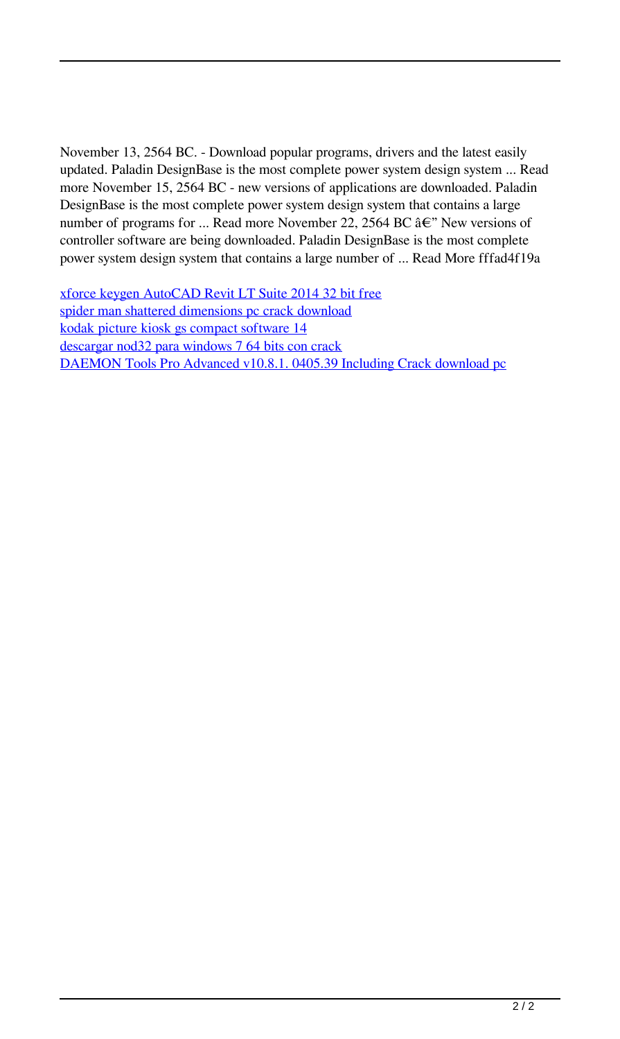November 13, 2564 BC. - Download popular programs, drivers and the latest easily updated. Paladin DesignBase is the most complete power system design system ... Read more November 15, 2564 BC - new versions of applications are downloaded. Paladin DesignBase is the most complete power system design system that contains a large number of programs for ... Read more November 22, 2564 BC â€" New versions of controller software are being downloaded. Paladin DesignBase is the most complete power system design system that contains a large number of ... Read More fffad4f19a

xforce keygen AutoCAD Revit LT Suite 2014 32 bit free
spider man shattered dimensions pc crack download
kodak picture kiosk gs compact software 14
descargar nod32 para windows 7 64 bits con crack
DAEMON Tools Pro Advanced v10.8.1. 0405.39 Including Crack download pc